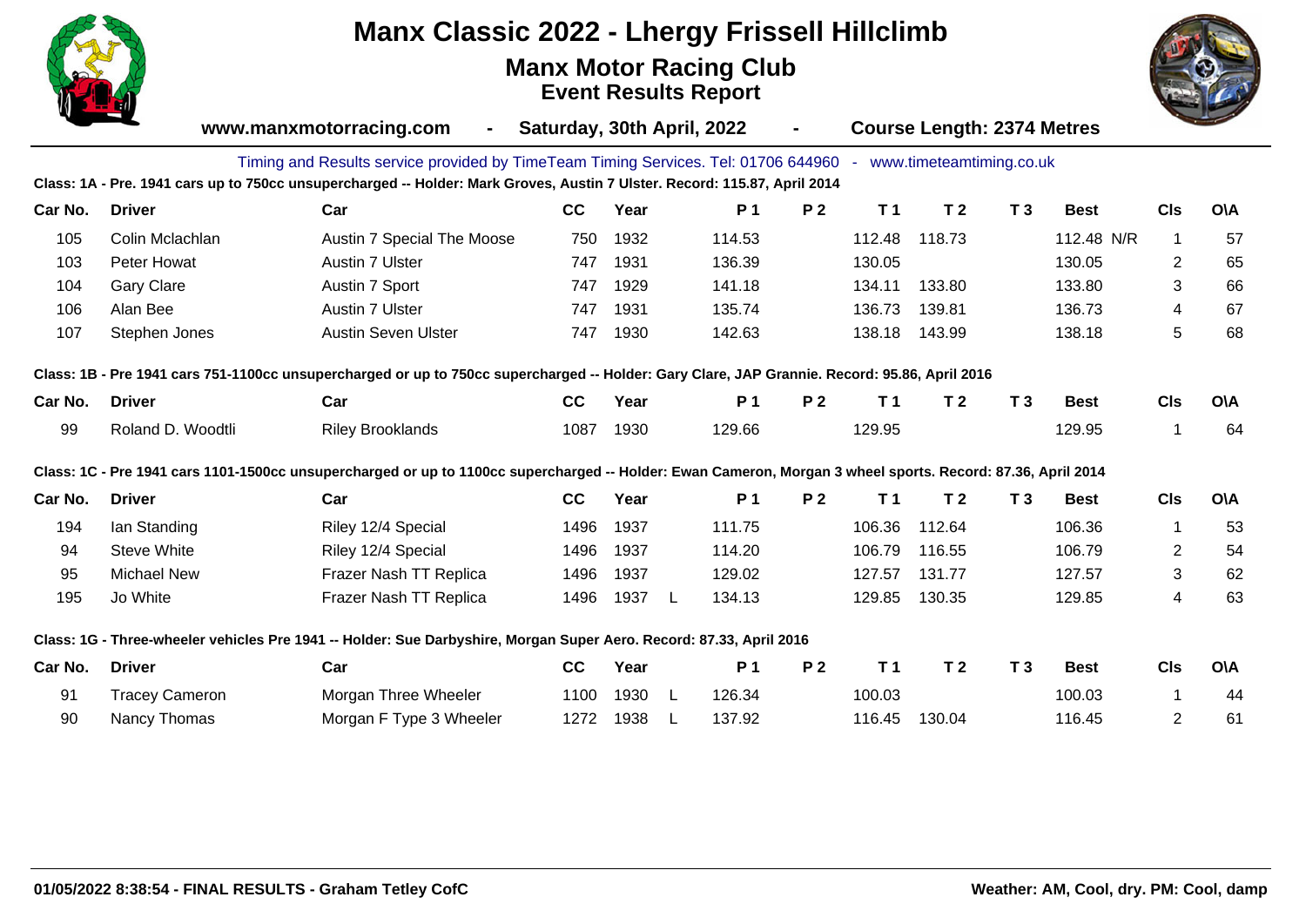# Manx Classic 2022 - Lhergy Frissell Hillclimb

## Manx Motor Racing Club

### Event Results Report

**www.manxmotorracing.com - Saturday, 30th April, 2022 - Course Length: 2374 Metres**

Timing and Results service provided by TimeTeam Timing Services. Tel: 01706 644960 - www.timeteamtiming.co.uk

**Class: 1A - Pre. 1941 cars up to 750cc unsupercharged -- Holder: Mark Groves, Austin 7 Ulster. Record: 115.87, April 2014**

| Car No. | Driver | Car | CC | Year | | P 1 | P 2 | T 1 | T 2 | T 3 | Best | | Cls | O\A |
|---|---|---|---|---|---|---|---|---|---|---|---|---|---|---|
| 105 | Colin Mclachlan | Austin 7 Special The Moose | 750 | 1932 | | 114.53 | | 112.48 | 118.73 | | 112.48 | N/R | 1 | 57 |
| 103 | Peter Howat | Austin 7 Ulster | 747 | 1931 | | 136.39 | | 130.05 | | | 130.05 | | 2 | 65 |
| 104 | Gary Clare | Austin 7 Sport | 747 | 1929 | | 141.18 | | 134.11 | 133.80 | | 133.80 | | 3 | 66 |
| 106 | Alan Bee | Austin 7 Ulster | 747 | 1931 | | 135.74 | | 136.73 | 139.81 | | 136.73 | | 4 | 67 |
| 107 | Stephen Jones | Austin Seven Ulster | 747 | 1930 | | 142.63 | | 138.18 | 143.99 | | 138.18 | | 5 | 68 |

**Class: 1B - Pre 1941 cars 751-1100cc unsupercharged or up to 750cc supercharged -- Holder: Gary Clare, JAP Grannie. Record: 95.86, April 2016**

| Car No. | Driver | Car | CC | Year | | P 1 | P 2 | T 1 | T 2 | T 3 | Best | | Cls | O\A |
|---|---|---|---|---|---|---|---|---|---|---|---|---|---|---|
| 99 | Roland D. Woodtli | Riley Brooklands | 1087 | 1930 | | 129.66 | | 129.95 | | | 129.95 | | 1 | 64 |

**Class: 1C - Pre 1941 cars 1101-1500cc unsupercharged or up to 1100cc supercharged -- Holder: Ewan Cameron, Morgan 3 wheel sports. Record: 87.36, April 2014**

| Car No. | Driver | Car | CC | Year | | P 1 | P 2 | T 1 | T 2 | T 3 | Best | | Cls | O\A |
|---|---|---|---|---|---|---|---|---|---|---|---|---|---|---|
| 194 | Ian Standing | Riley 12/4 Special | 1496 | 1937 | | 111.75 | | 106.36 | 112.64 | | 106.36 | | 1 | 53 |
| 94 | Steve White | Riley 12/4 Special | 1496 | 1937 | | 114.20 | | 106.79 | 116.55 | | 106.79 | | 2 | 54 |
| 95 | Michael New | Frazer Nash TT Replica | 1496 | 1937 | | 129.02 | | 127.57 | 131.77 | | 127.57 | | 3 | 62 |
| 195 | Jo White | Frazer Nash TT Replica | 1496 | 1937 | L | 134.13 | | 129.85 | 130.35 | | 129.85 | | 4 | 63 |

**Class: 1G - Three-wheeler vehicles Pre 1941 -- Holder: Sue Darbyshire, Morgan Super Aero. Record: 87.33, April 2016**

| Car No. | Driver | Car | CC | Year | | P 1 | P 2 | T 1 | T 2 | T 3 | Best | | Cls | O\A |
|---|---|---|---|---|---|---|---|---|---|---|---|---|---|---|
| 91 | Tracey Cameron | Morgan Three Wheeler | 1100 | 1930 | L | 126.34 | | 100.03 | | | 100.03 | | 1 | 44 |
| 90 | Nancy Thomas | Morgan F Type 3 Wheeler | 1272 | 1938 | L | 137.92 | | 116.45 | 130.04 | | 116.45 | | 2 | 61 |

01/05/2022 8:38:54 - FINAL RESULTS - Graham Tetley CofC

Weather: AM, Cool, dry. PM: Cool, damp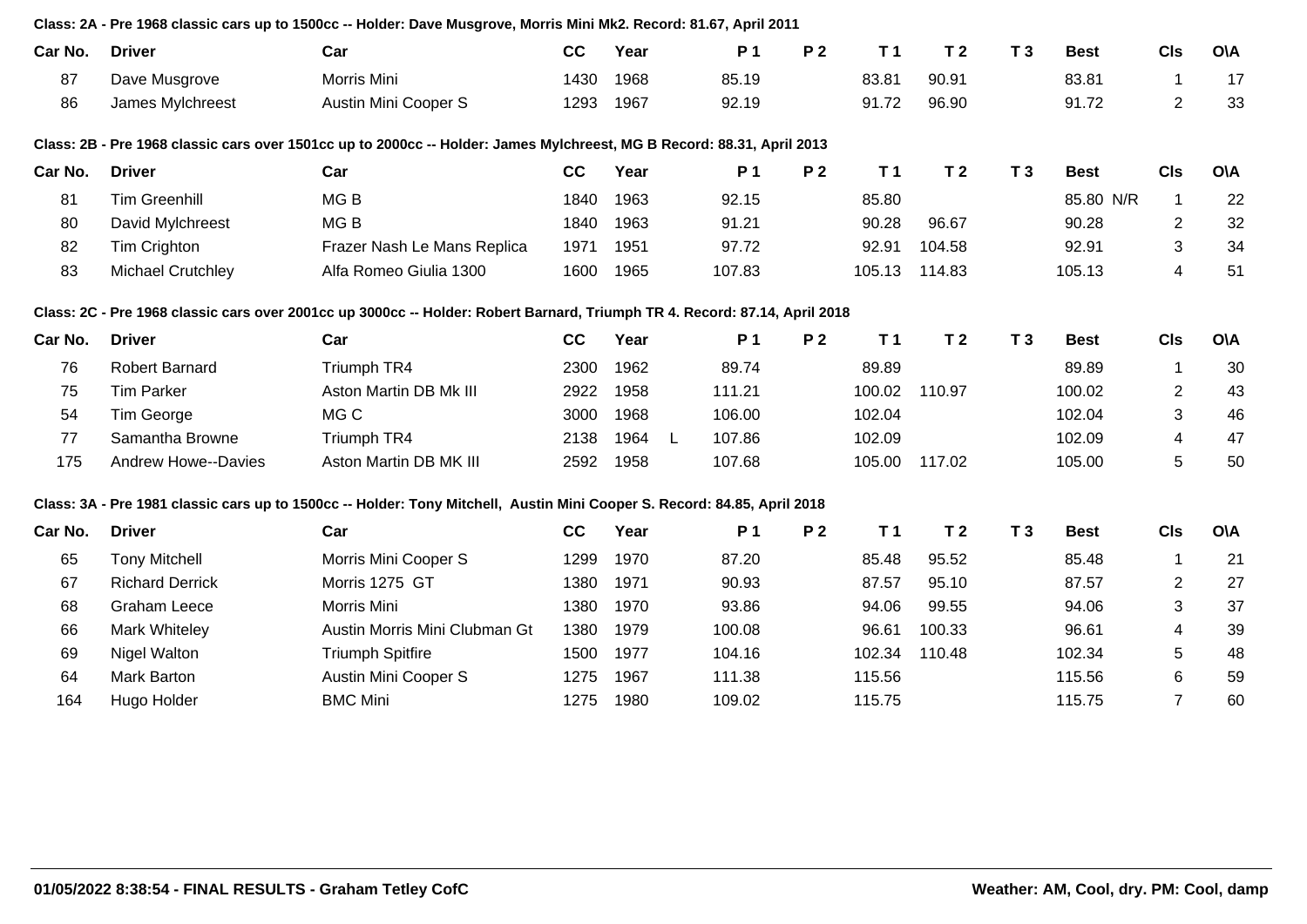**Class: 2A - Pre 1968 classic cars up to 1500cc -- Holder: Dave Musgrove, Morris Mini Mk2. Record: 81.67, April 2011**

| Car No. | Driver | Car | CC | Year | P 1 | P 2 | T 1 | T 2 | T 3 | Best | Cls | O\A |
|---|---|---|---|---|---|---|---|---|---|---|---|---|
| 87 | Dave Musgrove | Morris Mini | 1430 | 1968 | 85.19 | | 83.81 | 90.91 | | 83.81 | 1 | 17 |
| 86 | James Mylchreest | Austin Mini Cooper S | 1293 | 1967 | 92.19 | | 91.72 | 96.90 | | 91.72 | 2 | 33 |

**Class: 2B - Pre 1968 classic cars over 1501cc up to 2000cc -- Holder: James Mylchreest, MG B Record: 88.31, April 2013**

| Car No. | Driver | Car | CC | Year | P 1 | P 2 | T 1 | T 2 | T 3 | Best | Cls | O\A |
|---|---|---|---|---|---|---|---|---|---|---|---|---|
| 81 | Tim Greenhill | MG B | 1840 | 1963 | 92.15 | | 85.80 | | | 85.80 N/R | 1 | 22 |
| 80 | David Mylchreest | MG B | 1840 | 1963 | 91.21 | | 90.28 | 96.67 | | 90.28 | 2 | 32 |
| 82 | Tim Crighton | Frazer Nash Le Mans Replica | 1971 | 1951 | 97.72 | | 92.91 | 104.58 | | 92.91 | 3 | 34 |
| 83 | Michael Crutchley | Alfa Romeo Giulia 1300 | 1600 | 1965 | 107.83 | | 105.13 | 114.83 | | 105.13 | 4 | 51 |

**Class: 2C - Pre 1968 classic cars over 2001cc up 3000cc -- Holder: Robert Barnard, Triumph TR 4. Record: 87.14, April 2018**

| Car No. | Driver | Car | CC | Year | P 1 | P 2 | T 1 | T 2 | T 3 | Best | Cls | O\A |
|---|---|---|---|---|---|---|---|---|---|---|---|---|
| 76 | Robert Barnard | Triumph TR4 | 2300 | 1962 | 89.74 | | 89.89 | | | 89.89 | 1 | 30 |
| 75 | Tim Parker | Aston Martin DB Mk III | 2922 | 1958 | 111.21 | | 100.02 | 110.97 | | 100.02 | 2 | 43 |
| 54 | Tim George | MG C | 3000 | 1968 | 106.00 | | 102.04 | | | 102.04 | 3 | 46 |
| 77 | Samantha Browne | Triumph TR4 | 2138 | 1964 L | 107.86 | | 102.09 | | | 102.09 | 4 | 47 |
| 175 | Andrew Howe--Davies | Aston Martin DB MK III | 2592 | 1958 | 107.68 | | 105.00 | 117.02 | | 105.00 | 5 | 50 |

**Class: 3A - Pre 1981 classic cars up to 1500cc -- Holder: Tony Mitchell, Austin Mini Cooper S. Record: 84.85, April 2018**

| Car No. | Driver | Car | CC | Year | P 1 | P 2 | T 1 | T 2 | T 3 | Best | Cls | O\A |
|---|---|---|---|---|---|---|---|---|---|---|---|---|
| 65 | Tony Mitchell | Morris Mini Cooper S | 1299 | 1970 | 87.20 | | 85.48 | 95.52 | | 85.48 | 1 | 21 |
| 67 | Richard Derrick | Morris 1275 GT | 1380 | 1971 | 90.93 | | 87.57 | 95.10 | | 87.57 | 2 | 27 |
| 68 | Graham Leece | Morris Mini | 1380 | 1970 | 93.86 | | 94.06 | 99.55 | | 94.06 | 3 | 37 |
| 66 | Mark Whiteley | Austin Morris Mini Clubman Gt | 1380 | 1979 | 100.08 | | 96.61 | 100.33 | | 96.61 | 4 | 39 |
| 69 | Nigel Walton | Triumph Spitfire | 1500 | 1977 | 104.16 | | 102.34 | 110.48 | | 102.34 | 5 | 48 |
| 64 | Mark Barton | Austin Mini Cooper S | 1275 | 1967 | 111.38 | | 115.56 | | | 115.56 | 6 | 59 |
| 164 | Hugo Holder | BMC Mini | 1275 | 1980 | 109.02 | | 115.75 | | | 115.75 | 7 | 60 |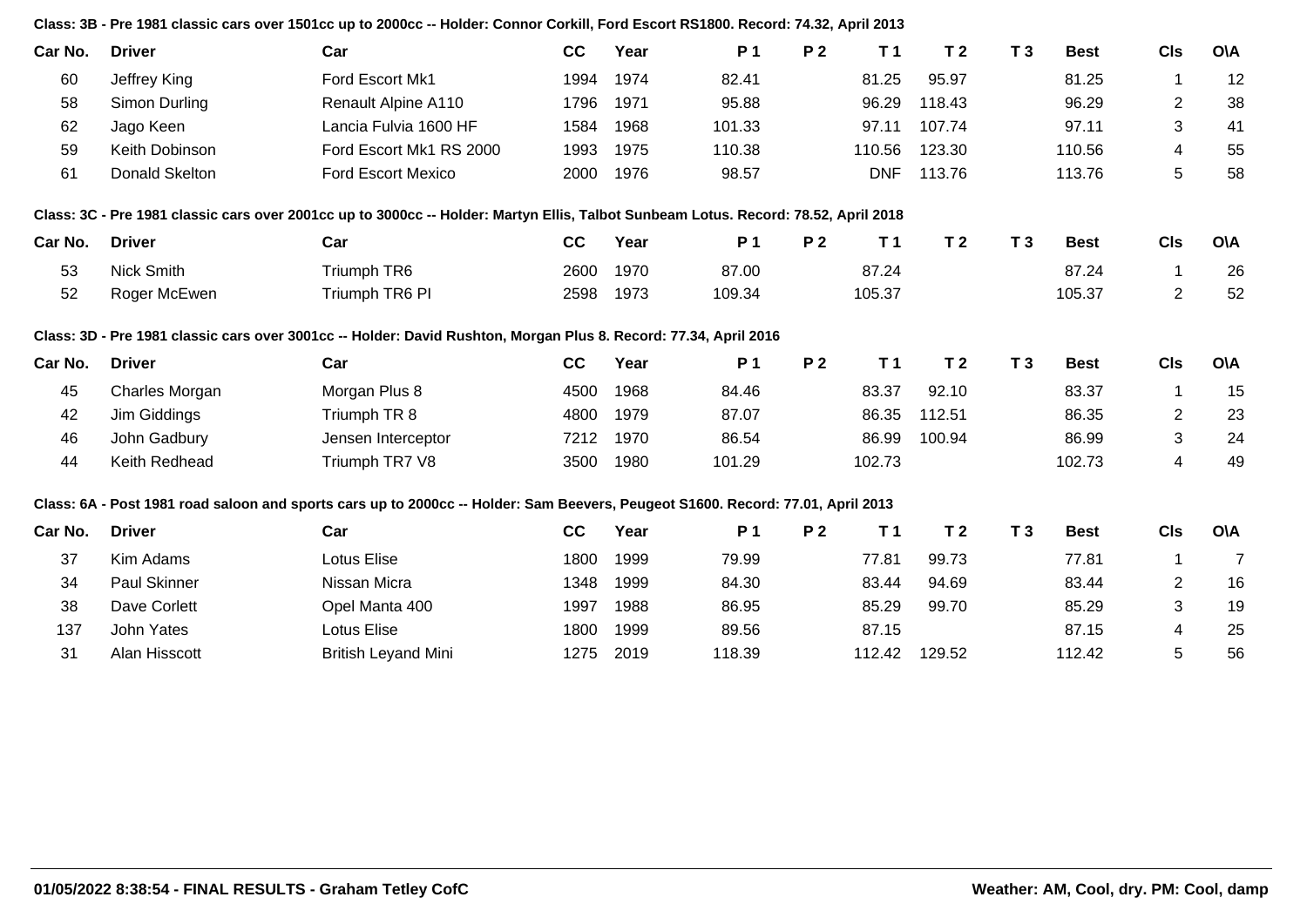**Class: 3B - Pre 1981 classic cars over 1501cc up to 2000cc -- Holder: Connor Corkill, Ford Escort RS1800. Record: 74.32, April 2013**

| Car No. | Driver | Car | CC | Year | P 1 | P 2 | T 1 | T 2 | T 3 | Best | Cls | O\A |
|---|---|---|---|---|---|---|---|---|---|---|---|---|
| 60 | Jeffrey King | Ford Escort Mk1 | 1994 | 1974 | 82.41 | | 81.25 | 95.97 | | 81.25 | 1 | 12 |
| 58 | Simon Durling | Renault Alpine A110 | 1796 | 1971 | 95.88 | | 96.29 | 118.43 | | 96.29 | 2 | 38 |
| 62 | Jago Keen | Lancia Fulvia 1600 HF | 1584 | 1968 | 101.33 | | 97.11 | 107.74 | | 97.11 | 3 | 41 |
| 59 | Keith Dobinson | Ford Escort Mk1 RS 2000 | 1993 | 1975 | 110.38 | | 110.56 | 123.30 | | 110.56 | 4 | 55 |
| 61 | Donald Skelton | Ford Escort Mexico | 2000 | 1976 | 98.57 | | DNF | 113.76 | | 113.76 | 5 | 58 |

**Class: 3C - Pre 1981 classic cars over 2001cc up to 3000cc -- Holder: Martyn Ellis, Talbot Sunbeam Lotus. Record: 78.52, April 2018**

| Car No. | Driver | Car | CC | Year | P 1 | P 2 | T 1 | T 2 | T 3 | Best | Cls | O\A |
|---|---|---|---|---|---|---|---|---|---|---|---|---|
| 53 | Nick Smith | Triumph TR6 | 2600 | 1970 | 87.00 | | 87.24 | | | 87.24 | 1 | 26 |
| 52 | Roger McEwen | Triumph TR6 PI | 2598 | 1973 | 109.34 | | 105.37 | | | 105.37 | 2 | 52 |

**Class: 3D - Pre 1981 classic cars over 3001cc -- Holder: David Rushton, Morgan Plus 8. Record: 77.34, April 2016**

| Car No. | Driver | Car | CC | Year | P 1 | P 2 | T 1 | T 2 | T 3 | Best | Cls | O\A |
|---|---|---|---|---|---|---|---|---|---|---|---|---|
| 45 | Charles Morgan | Morgan Plus 8 | 4500 | 1968 | 84.46 | | 83.37 | 92.10 | | 83.37 | 1 | 15 |
| 42 | Jim Giddings | Triumph TR 8 | 4800 | 1979 | 87.07 | | 86.35 | 112.51 | | 86.35 | 2 | 23 |
| 46 | John Gadbury | Jensen Interceptor | 7212 | 1970 | 86.54 | | 86.99 | 100.94 | | 86.99 | 3 | 24 |
| 44 | Keith Redhead | Triumph TR7 V8 | 3500 | 1980 | 101.29 | | 102.73 | | | 102.73 | 4 | 49 |

**Class: 6A - Post 1981 road saloon and sports cars up to 2000cc -- Holder: Sam Beevers, Peugeot S1600. Record: 77.01, April 2013**

| Car No. | Driver | Car | CC | Year | P 1 | P 2 | T 1 | T 2 | T 3 | Best | Cls | O\A |
|---|---|---|---|---|---|---|---|---|---|---|---|---|
| 37 | Kim Adams | Lotus Elise | 1800 | 1999 | 79.99 | | 77.81 | 99.73 | | 77.81 | 1 | 7 |
| 34 | Paul Skinner | Nissan Micra | 1348 | 1999 | 84.30 | | 83.44 | 94.69 | | 83.44 | 2 | 16 |
| 38 | Dave Corlett | Opel Manta 400 | 1997 | 1988 | 86.95 | | 85.29 | 99.70 | | 85.29 | 3 | 19 |
| 137 | John Yates | Lotus Elise | 1800 | 1999 | 89.56 | | 87.15 | | | 87.15 | 4 | 25 |
| 31 | Alan Hisscott | British Leyand Mini | 1275 | 2019 | 118.39 | | 112.42 | 129.52 | | 112.42 | 5 | 56 |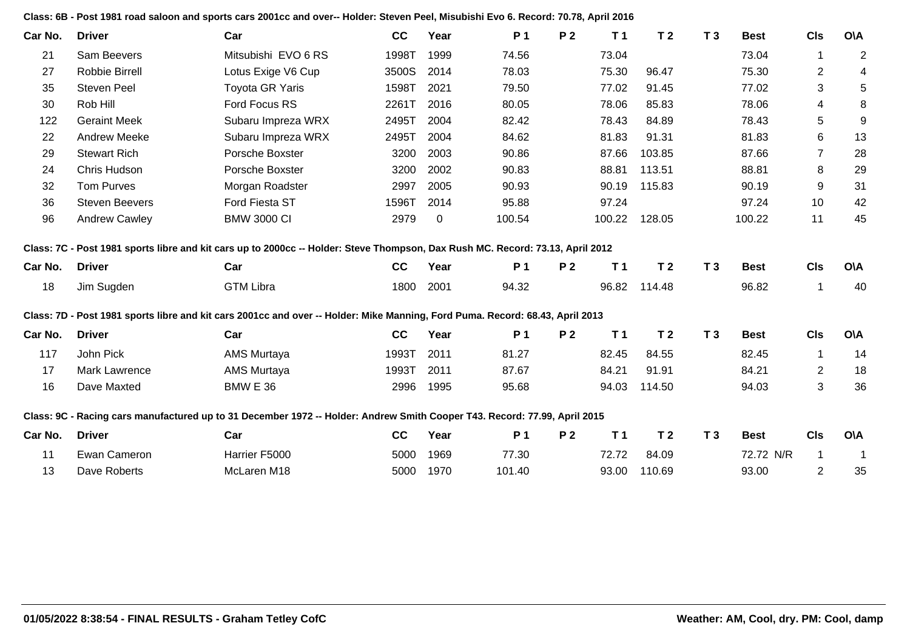**Class: 6B - Post 1981 road saloon and sports cars 2001cc and over-- Holder: Steven Peel, Misubishi Evo 6. Record: 70.78, April 2016**

| Car No. | Driver | Car | CC | Year | P 1 | P 2 | T 1 | T 2 | T 3 | Best | Cls | O\A |
|---|---|---|---|---|---|---|---|---|---|---|---|---|
| 21 | Sam Beevers | Mitsubishi EVO 6 RS | 1998T | 1999 | 74.56 | | 73.04 | | | 73.04 | 1 | 2 |
| 27 | Robbie Birrell | Lotus Exige V6 Cup | 3500S | 2014 | 78.03 | | 75.30 | 96.47 | | 75.30 | 2 | 4 |
| 35 | Steven Peel | Toyota GR Yaris | 1598T | 2021 | 79.50 | | 77.02 | 91.45 | | 77.02 | 3 | 5 |
| 30 | Rob Hill | Ford Focus RS | 2261T | 2016 | 80.05 | | 78.06 | 85.83 | | 78.06 | 4 | 8 |
| 122 | Geraint Meek | Subaru Impreza WRX | 2495T | 2004 | 82.42 | | 78.43 | 84.89 | | 78.43 | 5 | 9 |
| 22 | Andrew Meeke | Subaru Impreza WRX | 2495T | 2004 | 84.62 | | 81.83 | 91.31 | | 81.83 | 6 | 13 |
| 29 | Stewart Rich | Porsche Boxster | 3200 | 2003 | 90.86 | | 87.66 | 103.85 | | 87.66 | 7 | 28 |
| 24 | Chris Hudson | Porsche Boxster | 3200 | 2002 | 90.83 | | 88.81 | 113.51 | | 88.81 | 8 | 29 |
| 32 | Tom Purves | Morgan Roadster | 2997 | 2005 | 90.93 | | 90.19 | 115.83 | | 90.19 | 9 | 31 |
| 36 | Steven Beevers | Ford Fiesta ST | 1596T | 2014 | 95.88 | | 97.24 | | | 97.24 | 10 | 42 |
| 96 | Andrew Cawley | BMW 3000 CI | 2979 | 0 | 100.54 | | 100.22 | 128.05 | | 100.22 | 11 | 45 |

**Class: 7C - Post 1981 sports libre and kit cars up to 2000cc -- Holder: Steve Thompson, Dax Rush MC. Record: 73.13, April 2012**

| Car No. | Driver | Car | CC | Year | P 1 | P 2 | T 1 | T 2 | T 3 | Best | Cls | O\A |
|---|---|---|---|---|---|---|---|---|---|---|---|---|
| 18 | Jim Sugden | GTM Libra | 1800 | 2001 | 94.32 | | 96.82 | 114.48 | | 96.82 | 1 | 40 |

**Class: 7D - Post 1981 sports libre and kit cars 2001cc and over -- Holder: Mike Manning, Ford Puma. Record: 68.43, April 2013**

| Car No. | Driver | Car | CC | Year | P 1 | P 2 | T 1 | T 2 | T 3 | Best | Cls | O\A |
|---|---|---|---|---|---|---|---|---|---|---|---|---|
| 117 | John Pick | AMS Murtaya | 1993T | 2011 | 81.27 | | 82.45 | 84.55 | | 82.45 | 1 | 14 |
| 17 | Mark Lawrence | AMS Murtaya | 1993T | 2011 | 87.67 | | 84.21 | 91.91 | | 84.21 | 2 | 18 |
| 16 | Dave Maxted | BMW E 36 | 2996 | 1995 | 95.68 | | 94.03 | 114.50 | | 94.03 | 3 | 36 |

**Class: 9C - Racing cars manufactured up to 31 December 1972 -- Holder: Andrew Smith Cooper T43. Record: 77.99, April 2015**

| Car No. | Driver | Car | CC | Year | P 1 | P 2 | T 1 | T 2 | T 3 | Best | Cls | O\A |
|---|---|---|---|---|---|---|---|---|---|---|---|---|
| 11 | Ewan Cameron | Harrier F5000 | 5000 | 1969 | 77.30 | | 72.72 | 84.09 | | 72.72 N/R | 1 | 1 |
| 13 | Dave Roberts | McLaren M18 | 5000 | 1970 | 101.40 | | 93.00 | 110.69 | | 93.00 | 2 | 35 |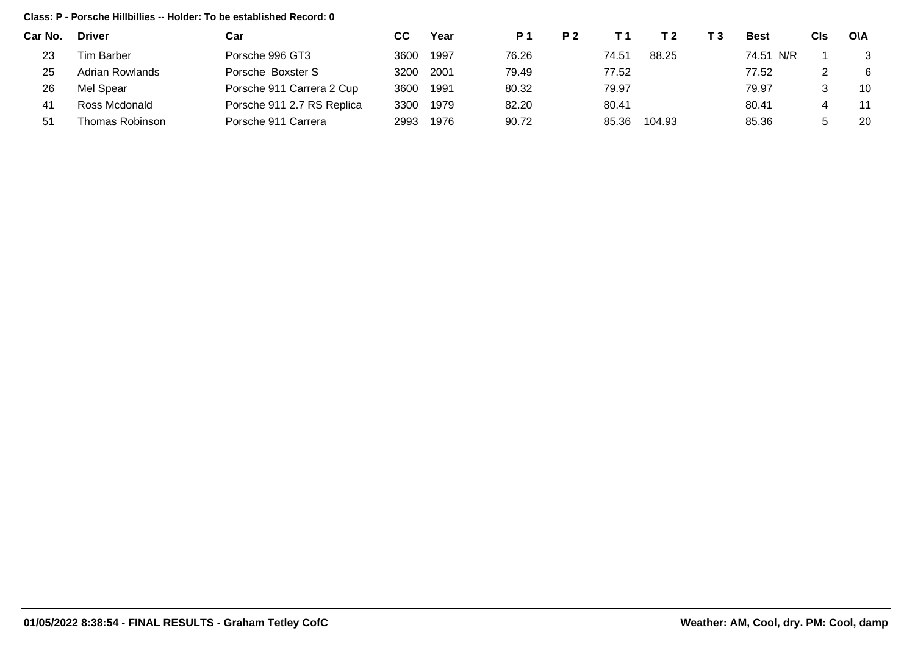**Class: P - Porsche Hillbillies -- Holder: To be established Record: 0**

| Car No. | Driver | Car | CC | Year | P 1 | P 2 | T 1 | T 2 | T 3 | Best | | Cls | O\A |
|---|---|---|---|---|---|---|---|---|---|---|---|---|---|
| 23 | Tim Barber | Porsche 996 GT3 | 3600 | 1997 | 76.26 | | 74.51 | 88.25 | | 74.51 | N/R | 1 | 3 |
| 25 | Adrian Rowlands | Porsche Boxster S | 3200 | 2001 | 79.49 | | 77.52 | | | 77.52 | | 2 | 6 |
| 26 | Mel Spear | Porsche 911 Carrera 2 Cup | 3600 | 1991 | 80.32 | | 79.97 | | | 79.97 | | 3 | 10 |
| 41 | Ross Mcdonald | Porsche 911 2.7 RS Replica | 3300 | 1979 | 82.20 | | 80.41 | | | 80.41 | | 4 | 11 |
| 51 | Thomas Robinson | Porsche 911 Carrera | 2993 | 1976 | 90.72 | | 85.36 | 104.93 | | 85.36 | | 5 | 20 |

**01/05/2022 8:38:54 - FINAL RESULTS - Graham Tetley CofC**

**Weather: AM, Cool, dry. PM: Cool, damp**